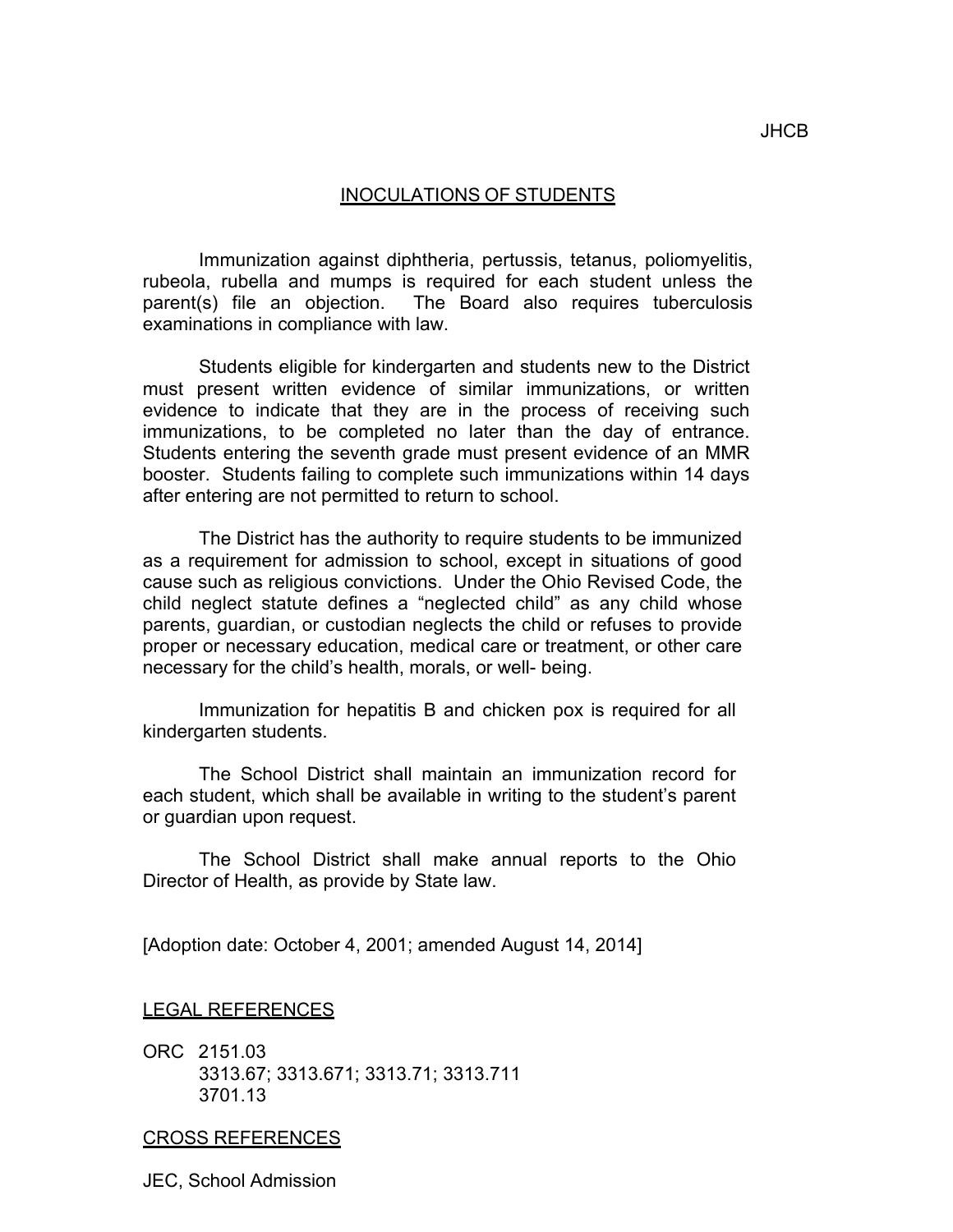JHCB

# INOCULATIONS OF STUDENTS

Immunization against diphtheria, pertussis, tetanus, poliomyelitis, rubeola, rubella and mumps is required for each student unless the parent(s) file an objection. The Board also requires tuberculosis examinations in compliance with law.

Students eligible for kindergarten and students new to the District must present written evidence of similar immunizations, or written evidence to indicate that they are in the process of receiving such immunizations, to be completed no later than the day of entrance. Students entering the seventh grade must present evidence of an MMR booster. Students failing to complete such immunizations within 14 days after entering are not permitted to return to school.

The District has the authority to require students to be immunized as a requirement for admission to school, except in situations of good cause such as religious convictions. Under the Ohio Revised Code, the child neglect statute defines a "neglected child" as any child whose parents, guardian, or custodian neglects the child or refuses to provide proper or necessary education, medical care or treatment, or other care necessary for the child's health, morals, or well- being.

Immunization for hepatitis B and chicken pox is required for all kindergarten students.

The School District shall maintain an immunization record for each student, which shall be available in writing to the student's parent or guardian upon request.

The School District shall make annual reports to the Ohio Director of Health, as provide by State law.

[Adoption date: October 4, 2001; amended August 14, 2014]

## LEGAL REFERENCES

ORC 2151.03
3313.67; 3313.671; 3313.71; 3313.711
3701.13

## CROSS REFERENCES

JEC, School Admission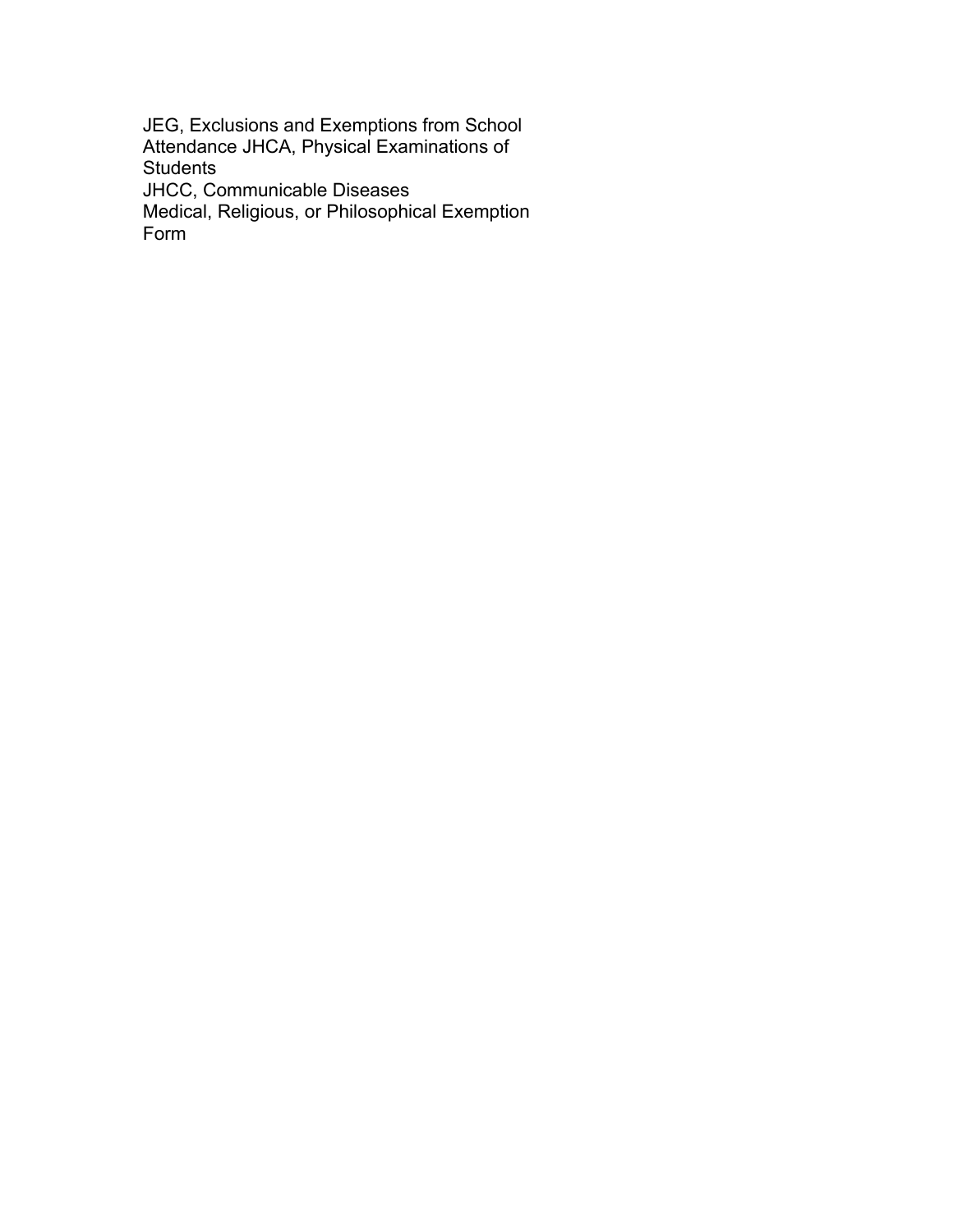JEG, Exclusions and Exemptions from School Attendance JHCA, Physical Examinations of Students
JHCC, Communicable Diseases
Medical, Religious, or Philosophical Exemption Form